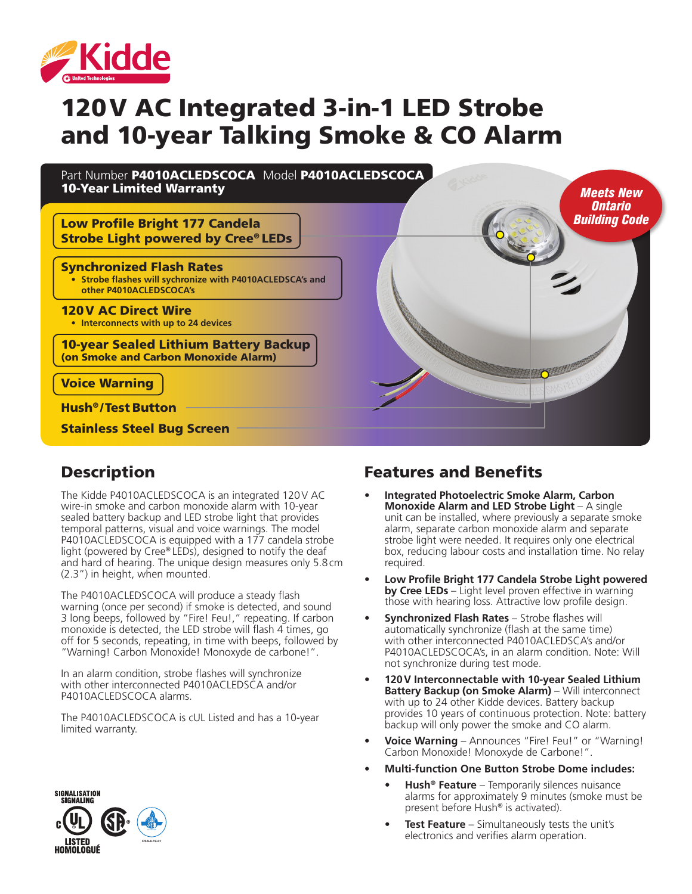# 120 V AC Integrated 3-in-1 LED Strobe and 10-year Talking Smoke & CO Alarm

Part Number **P4010ACLEDSCOCA** Model **P4010ACLEDSCOCA**
**10-Year Limited Warranty**

**Meets New Ontario Building Code**

**Low Profile Bright 177 Candela Strobe Light powered by Cree® LEDs**

**Synchronized Flash Rates**
- Strobe flashes will sychronize with P4010ACLEDSCA's and other P4010ACLEDSCOCA's

**120 V AC Direct Wire**
- Interconnects with up to 24 devices

**10-year Sealed Lithium Battery Backup (on Smoke and Carbon Monoxide Alarm)**

**Voice Warning**

**Hush®/Test Button**

**Stainless Steel Bug Screen**

## Description

The Kidde P4010ACLEDSCOCA is an integrated 120 V AC wire-in smoke and carbon monoxide alarm with 10-year sealed battery backup and LED strobe light that provides temporal patterns, visual and voice warnings. The model P4010ACLEDSCOCA is equipped with a 177 candela strobe light (powered by Cree® LEDs), designed to notify the deaf and hard of hearing. The unique design measures only 5.8 cm (2.3") in height, when mounted.

The P4010ACLEDSCOCA will produce a steady flash warning (once per second) if smoke is detected, and sound 3 long beeps, followed by "Fire! Feu!," repeating. If carbon monoxide is detected, the LED strobe will flash 4 times, go off for 5 seconds, repeating, in time with beeps, followed by "Warning! Carbon Monoxide! Monoxyde de carbone!".

In an alarm condition, strobe flashes will synchronize with other interconnected P4010ACLEDSCA and/or P4010ACLEDSCOCA alarms.

The P4010ACLEDSCOCA is cUL Listed and has a 10-year limited warranty.

SIGNALISATION SIGNALING
LISTED HOMOLOGUÉ
CSA-6.19-01

## Features and Benefits

- **Integrated Photoelectric Smoke Alarm, Carbon Monoxide Alarm and LED Strobe Light** – A single unit can be installed, where previously a separate smoke alarm, separate carbon monoxide alarm and separate strobe light were needed. It requires only one electrical box, reducing labour costs and installation time. No relay required.
- **Low Profile Bright 177 Candela Strobe Light powered by Cree LEDs** – Light level proven effective in warning those with hearing loss. Attractive low profile design.
- **Synchronized Flash Rates** – Strobe flashes will automatically synchronize (flash at the same time) with other interconnected P4010ACLEDSCA's and/or P4010ACLEDSCOCA's, in an alarm condition. Note: Will not synchronize during test mode.
- **120 V Interconnectable with 10-year Sealed Lithium Battery Backup (on Smoke Alarm)** – Will interconnect with up to 24 other Kidde devices. Battery backup provides 10 years of continuous protection. Note: battery backup will only power the smoke and CO alarm.
- **Voice Warning** – Announces "Fire! Feu!" or "Warning! Carbon Monoxide! Monoxyde de Carbone!".
- **Multi-function One Button Strobe Dome includes:**
  - **Hush® Feature** – Temporarily silences nuisance alarms for approximately 9 minutes (smoke must be present before Hush® is activated).
  - **Test Feature** – Simultaneously tests the unit's electronics and verifies alarm operation.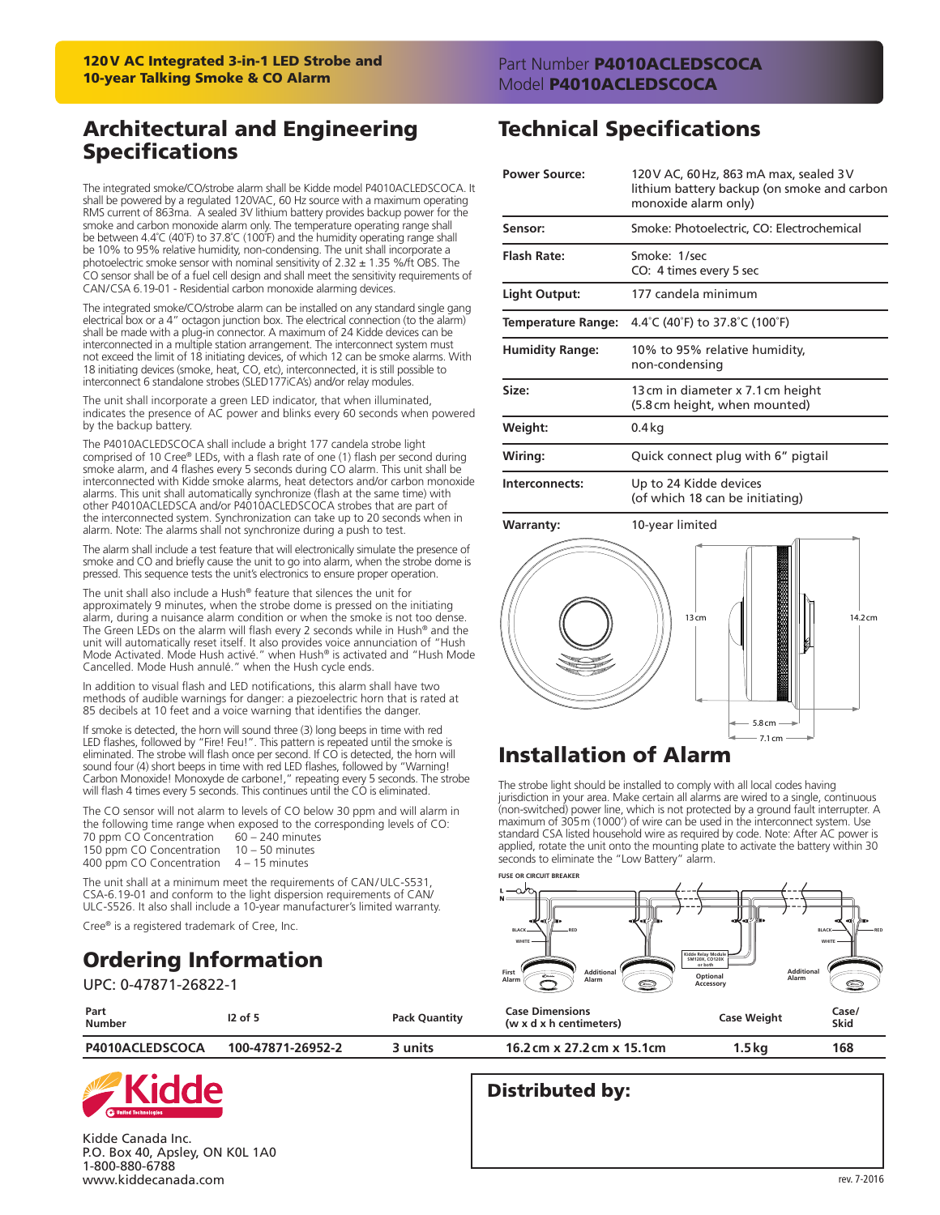**120 V AC Integrated 3-in-1 LED Strobe and 10-year Talking Smoke & CO Alarm**

Part Number **P4010ACLEDSCOCA**
Model **P4010ACLEDSCOCA**

## Architectural and Engineering Specifications

The integrated smoke/CO/strobe alarm shall be Kidde model P4010ACLEDSCOCA. It shall be powered by a regulated 120VAC, 60 Hz source with a maximum operating RMS current of 863ma. A sealed 3V lithium battery provides backup power for the smoke and carbon monoxide alarm only. The temperature operating range shall be between 4.4˚C (40˚F) to 37.8˚C (100˚F) and the humidity operating range shall be 10% to 95% relative humidity, non-condensing. The unit shall incorporate a photoelectric smoke sensor with nominal sensitivity of 2.32 ± 1.35 %/ft OBS. The CO sensor shall be of a fuel cell design and shall meet the sensitivity requirements of CAN/CSA 6.19-01 - Residential carbon monoxide alarming devices.

The integrated smoke/CO/strobe alarm can be installed on any standard single gang electrical box or a 4" octagon junction box. The electrical connection (to the alarm) shall be made with a plug-in connector. A maximum of 24 Kidde devices can be interconnected in a multiple station arrangement. The interconnect system must not exceed the limit of 18 initiating devices, of which 12 can be smoke alarms. With 18 initiating devices (smoke, heat, CO, etc), interconnected, it is still possible to interconnect 6 standalone strobes (SLED177iCA's) and/or relay modules.

The unit shall incorporate a green LED indicator, that when illuminated, indicates the presence of AC power and blinks every 60 seconds when powered by the backup battery.

The P4010ACLEDSCOCA shall include a bright 177 candela strobe light comprised of 10 Cree® LEDs, with a flash rate of one (1) flash per second during smoke alarm, and 4 flashes every 5 seconds during CO alarm. This unit shall be interconnected with Kidde smoke alarms, heat detectors and/or carbon monoxide alarms. This unit shall automatically synchronize (flash at the same time) with other P4010ACLEDSCA and/or P4010ACLEDSCOCA strobes that are part of the interconnected system. Synchronization can take up to 20 seconds when in alarm. Note: The alarms shall not synchronize during a push to test.

The alarm shall include a test feature that will electronically simulate the presence of smoke and CO and briefly cause the unit to go into alarm, when the strobe dome is pressed. This sequence tests the unit's electronics to ensure proper operation.

The unit shall also include a Hush® feature that silences the unit for approximately 9 minutes, when the strobe dome is pressed on the initiating alarm, during a nuisance alarm condition or when the smoke is not too dense. The Green LEDs on the alarm will flash every 2 seconds while in Hush® and the unit will automatically reset itself. It also provides voice annunciation of "Hush Mode Activated. Mode Hush activé." when Hush® is activated and "Hush Mode Cancelled. Mode Hush annulé." when the Hush cycle ends.

In addition to visual flash and LED notifications, this alarm shall have two methods of audible warnings for danger: a piezoelectric horn that is rated at 85 decibels at 10 feet and a voice warning that identifies the danger.

If smoke is detected, the horn will sound three (3) long beeps in time with red LED flashes, followed by "Fire! Feu!". This pattern is repeated until the smoke is eliminated. The strobe will flash once per second. If CO is detected, the horn will sound four (4) short beeps in time with red LED flashes, followed by "Warning! Carbon Monoxide! Monoxyde de carbone!," repeating every 5 seconds. The strobe will flash 4 times every 5 seconds. This continues until the CO is eliminated.

The CO sensor will not alarm to levels of CO below 30 ppm and will alarm in the following time range when exposed to the corresponding levels of CO:

| | |
|---|---|
| 70 ppm CO Concentration | 60 – 240 minutes |
| 150 ppm CO Concentration | 10 – 50 minutes |
| 400 ppm CO Concentration | 4 – 15 minutes |

The unit shall at a minimum meet the requirements of CAN/ULC-S531, CSA-6.19-01 and conform to the light dispersion requirements of CAN/ULC-S526. It also shall include a 10-year manufacturer's limited warranty.

Cree® is a registered trademark of Cree, Inc.

## Technical Specifications

| | |
|---|---|
| **Power Source:** | 120 V AC, 60 Hz, 863 mA max, sealed 3 V lithium battery backup (on smoke and carbon monoxide alarm only) |
| **Sensor:** | Smoke: Photoelectric, CO: Electrochemical |
| **Flash Rate:** | Smoke: 1/sec<br>CO: 4 times every 5 sec |
| **Light Output:** | 177 candela minimum |
| **Temperature Range:** | 4.4˚C (40˚F) to 37.8˚C (100˚F) |
| **Humidity Range:** | 10% to 95% relative humidity, non-condensing |
| **Size:** | 13 cm in diameter x 7.1 cm height (5.8 cm height, when mounted) |
| **Weight:** | 0.4 kg |
| **Wiring:** | Quick connect plug with 6" pigtail |
| **Interconnects:** | Up to 24 Kidde devices (of which 18 can be initiating) |
| **Warranty:** | 10-year limited |

13 cm
14.2 cm
5.8 cm
7.1 cm

## Installation of Alarm

The strobe light should be installed to comply with all local codes having jurisdiction in your area. Make certain all alarms are wired to a single, continuous (non-switched) power line, which is not protected by a ground fault interrupter. A maximum of 305 m (1000') of wire can be used in the interconnect system. Use standard CSA listed household wire as required by code. Note: After AC power is applied, rotate the unit onto the mounting plate to activate the battery within 30 seconds to eliminate the "Low Battery" alarm.

FUSE OR CIRCUIT BREAKER
L
N
BLACK
RED
WHITE
First Alarm
Additional Alarm
Kidde Relay Module SM120X, CO120X or both
Optional Accessory
Additional Alarm

## Ordering Information

UPC: 0-47871-26822-1

| Part Number | I2 of 5 | Pack Quantity | Case Dimensions (w x d x h centimeters) | Case Weight | Case/Skid |
|---|---|---|---|---|---|
| **P4010ACLEDSCOCA** | **100-47871-26952-2** | **3 units** | **16.2 cm x 27.2 cm x 15.1cm** | **1.5 kg** | **168** |

Kidde
United Technologies

Kidde Canada Inc.
P.O. Box 40, Apsley, ON K0L 1A0
1-800-880-6788
www.kiddecanada.com

**Distributed by:**

rev. 7-2016